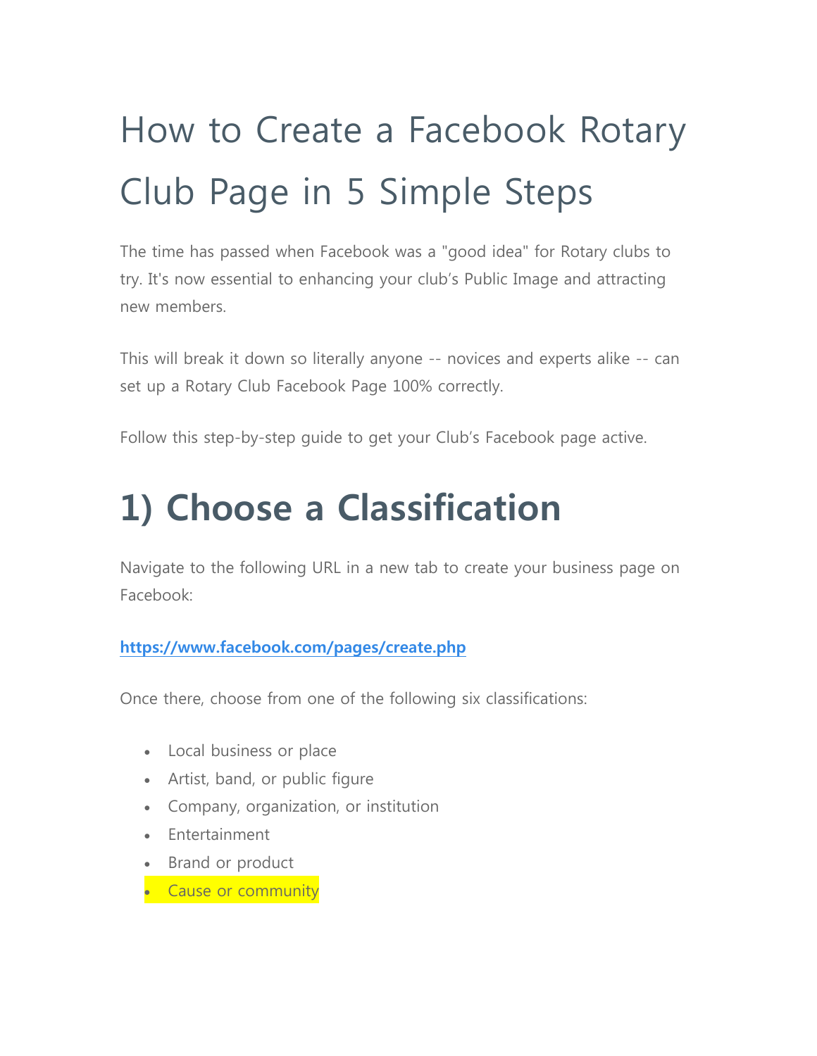# How to Create a Facebook Rotary Club Page in 5 Simple Steps

The time has passed when Facebook was a "good idea" for Rotary clubs to try. It's now essential to enhancing your club's Public Image and attracting new members.

This will break it down so literally anyone -- novices and experts alike -- can set up a Rotary Club Facebook Page 100% correctly.

Follow this step-by-step guide to get your Club's Facebook page active.

## 1) Choose a Classification

Navigate to the following URL in a new tab to create your business page on Facebook:

**https://www.facebook.com/pages/create.php**

Once there, choose from one of the following six classifications:

- Local business or place
- Artist, band, or public figure
- Company, organization, or institution
- Entertainment
- Brand or product
- Cause or community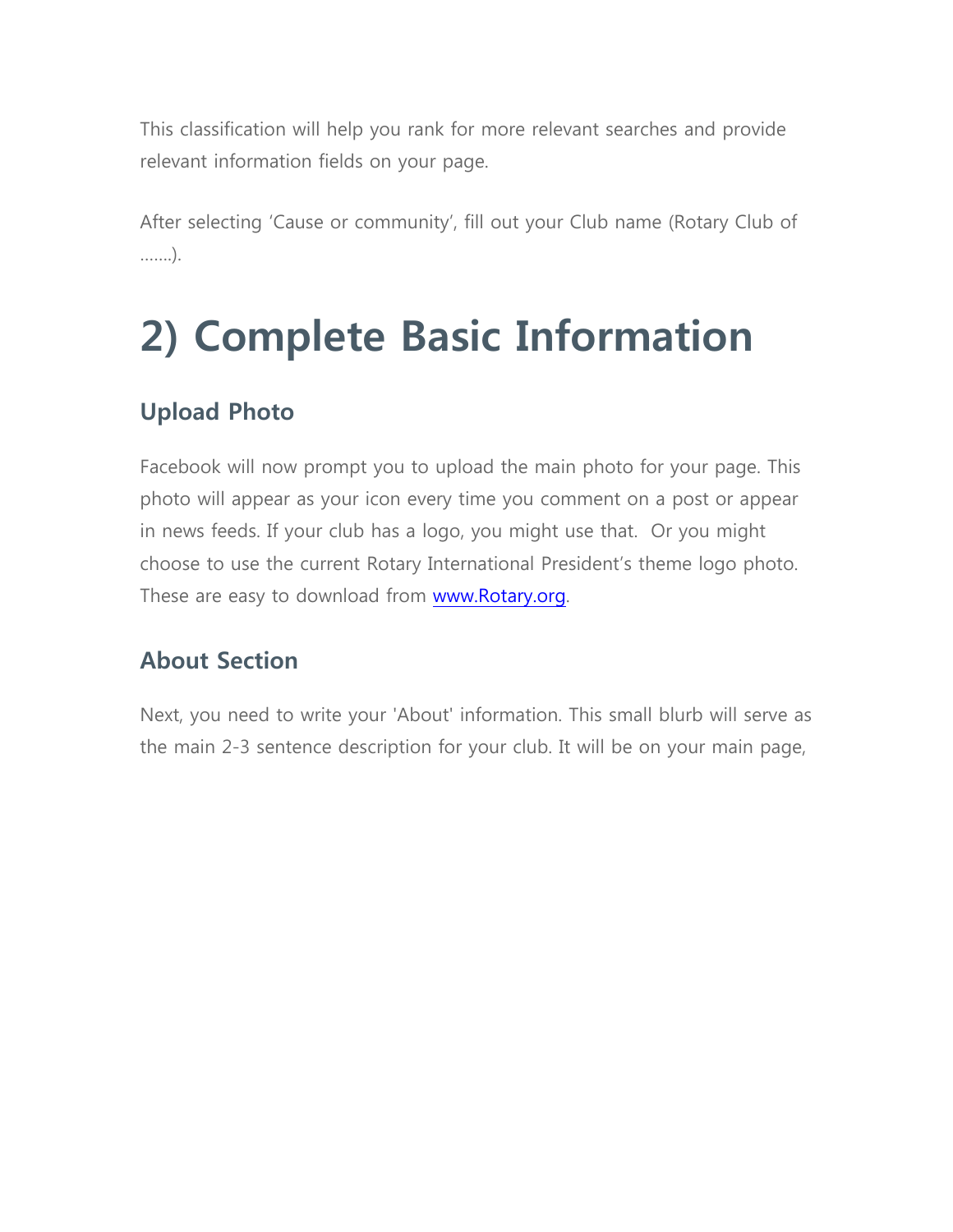This classification will help you rank for more relevant searches and provide relevant information fields on your page.

After selecting 'Cause or community', fill out your Club name (Rotary Club of …….).

# 2) Complete Basic Information

### Upload Photo

Facebook will now prompt you to upload the main photo for your page. This photo will appear as your icon every time you comment on a post or appear in news feeds. If your club has a logo, you might use that.  Or you might choose to use the current Rotary International President's theme logo photo. These are easy to download from [www.Rotary.org](http://www.Rotary.org).

### About Section

Next, you need to write your 'About' information. This small blurb will serve as the main 2-3 sentence description for your club. It will be on your main page,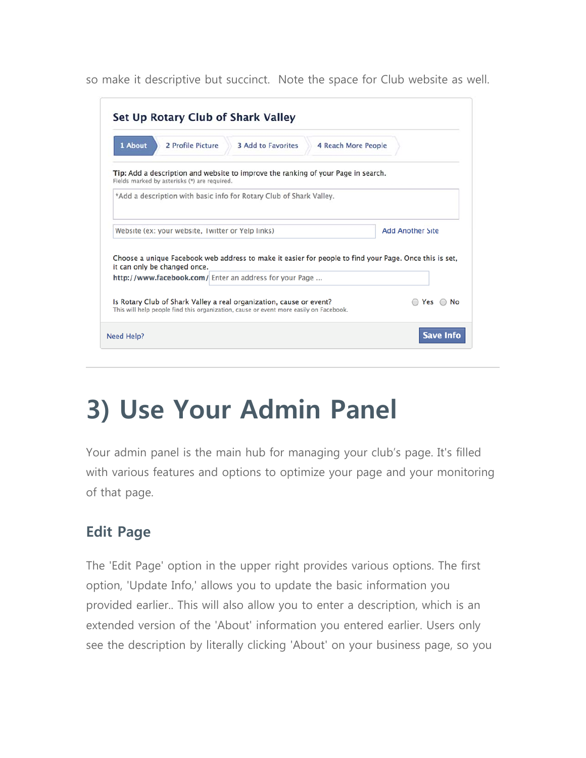so make it descriptive but succinct.  Note the space for Club website as well.

**Set Up Rotary Club of Shark Valley**

1 About | 2 Profile Picture | 3 Add to Favorites | 4 Reach More People

**Tip:** Add a description and website to improve the ranking of your Page in search.
Fields marked by asterisks (*) are required.

*Add a description with basic info for Rotary Club of Shark Valley.

Website (ex: your website, Twitter or Yelp links) | Add Another Site

Choose a unique Facebook web address to make it easier for people to find your Page. Once this is set, it can only be changed once.
**http://www.facebook.com/** Enter an address for your Page ...

Is Rotary Club of Shark Valley a real organization, cause or event? Yes No
This will help people find this organization, cause or event more easily on Facebook.

Need Help? | **Save Info**

---

# 3) Use Your Admin Panel

Your admin panel is the main hub for managing your club's page. It's filled with various features and options to optimize your page and your monitoring of that page.

## Edit Page

The 'Edit Page' option in the upper right provides various options. The first option, 'Update Info,' allows you to update the basic information you provided earlier.. This will also allow you to enter a description, which is an extended version of the 'About' information you entered earlier. Users only see the description by literally clicking 'About' on your business page, so you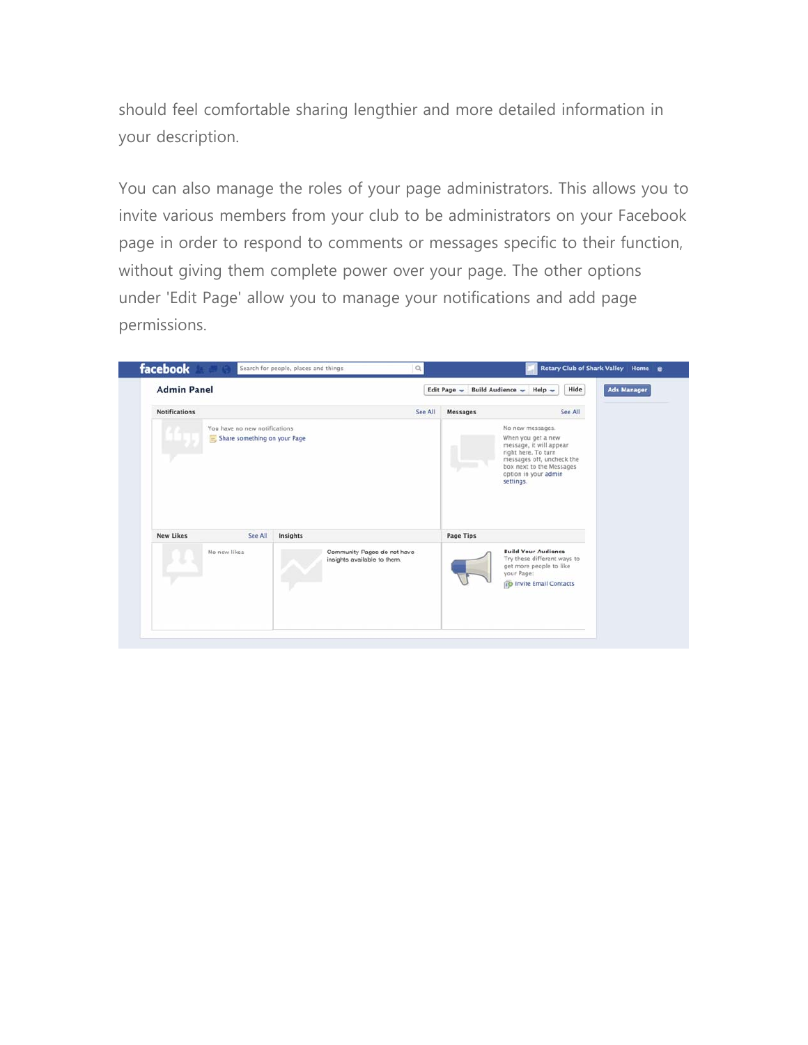should feel comfortable sharing lengthier and more detailed information in your description.

You can also manage the roles of your page administrators. This allows you to invite various members from your club to be administrators on your Facebook page in order to respond to comments or messages specific to their function, without giving them complete power over your page. The other options under 'Edit Page' allow you to manage your notifications and add page permissions.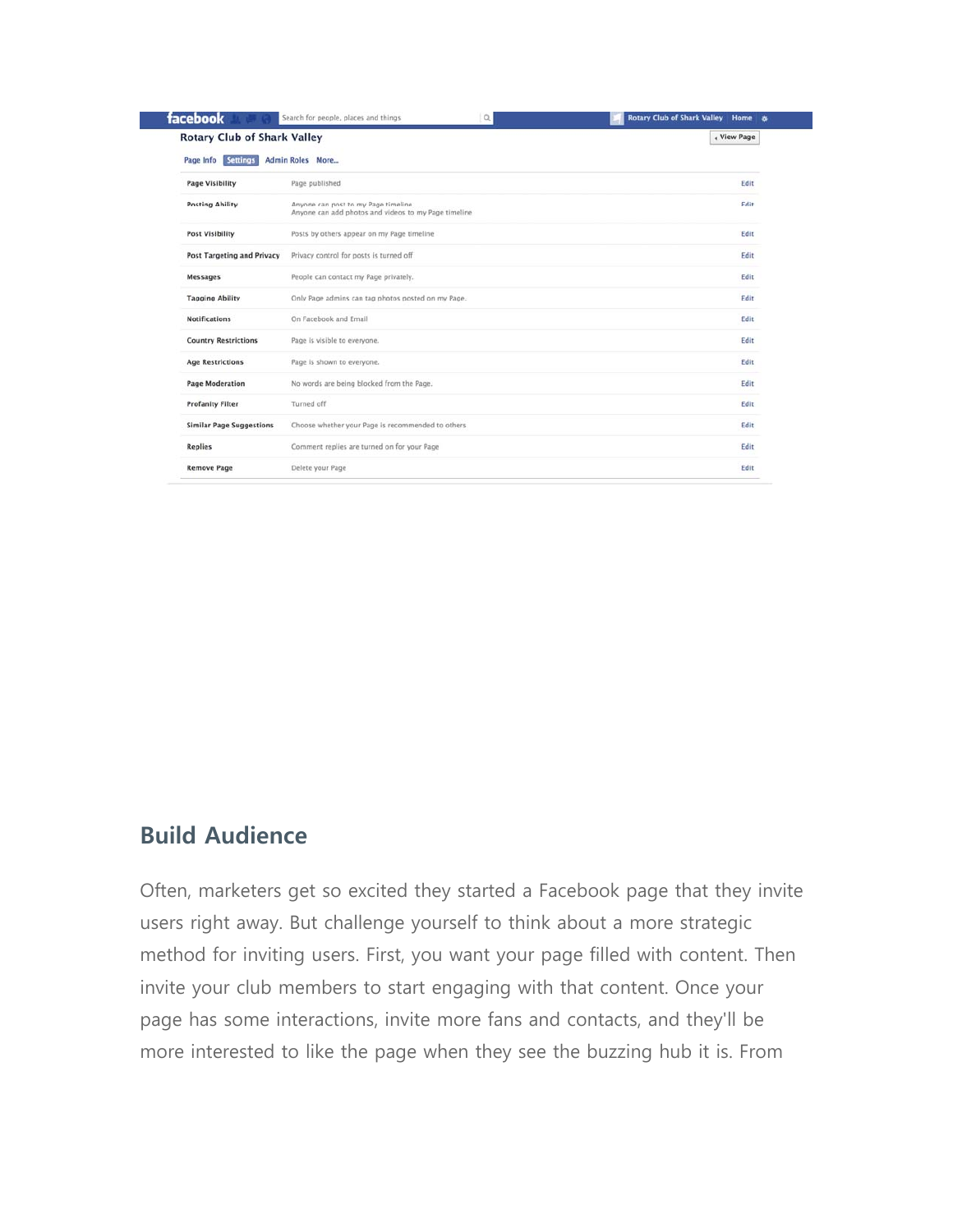Rotary Club of Shark Valley

Page Info | Settings | Admin Roles | More...

| Setting | Description |
| --- | --- |
| Page Visibility | Page published |
| Posting Ability | Anyone can post to my Page timeline<br>Anyone can add photos and videos to my Page timeline |
| Post Visibility | Posts by others appear on my Page timeline |
| Post Targeting and Privacy | Privacy control for posts is turned off |
| Messages | People can contact my Page privately. |
| Tagging Ability | Only Page admins can tag photos posted on my Page. |
| Notifications | On Facebook and Email |
| Country Restrictions | Page is visible to everyone. |
| Age Restrictions | Page is shown to everyone. |
| Page Moderation | No words are being blocked from the Page. |
| Profanity Filter | Turned off |
| Similar Page Suggestions | Choose whether your Page is recommended to others |
| Replies | Comment replies are turned on for your Page |
| Remove Page | Delete your Page |

## Build Audience

Often, marketers get so excited they started a Facebook page that they invite users right away. But challenge yourself to think about a more strategic method for inviting users. First, you want your page filled with content. Then invite your club members to start engaging with that content. Once your page has some interactions, invite more fans and contacts, and they'll be more interested to like the page when they see the buzzing hub it is. From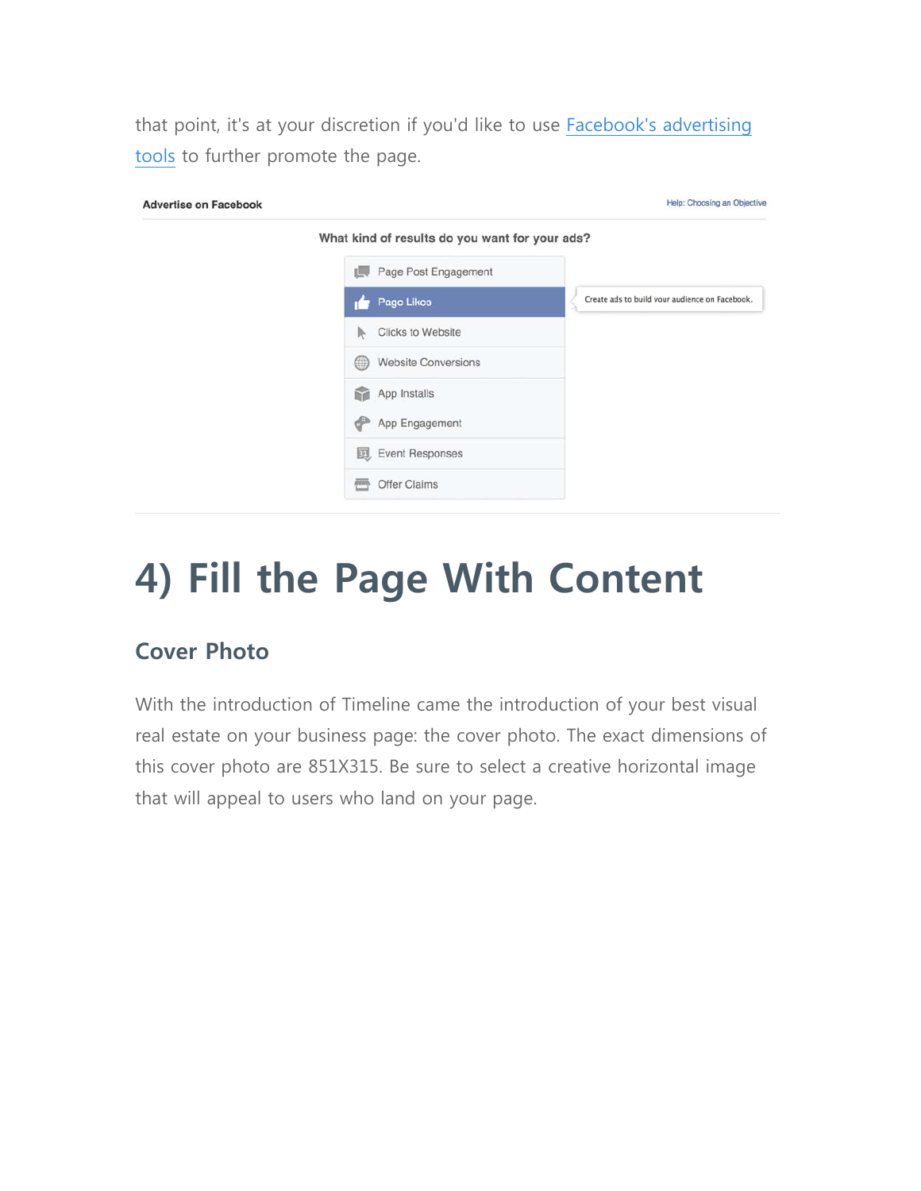that point, it's at your discretion if you'd like to use Facebook's advertising tools to further promote the page.

# 4) Fill the Page With Content

## Cover Photo

With the introduction of Timeline came the introduction of your best visual real estate on your business page: the cover photo. The exact dimensions of this cover photo are 851X315. Be sure to select a creative horizontal image that will appeal to users who land on your page.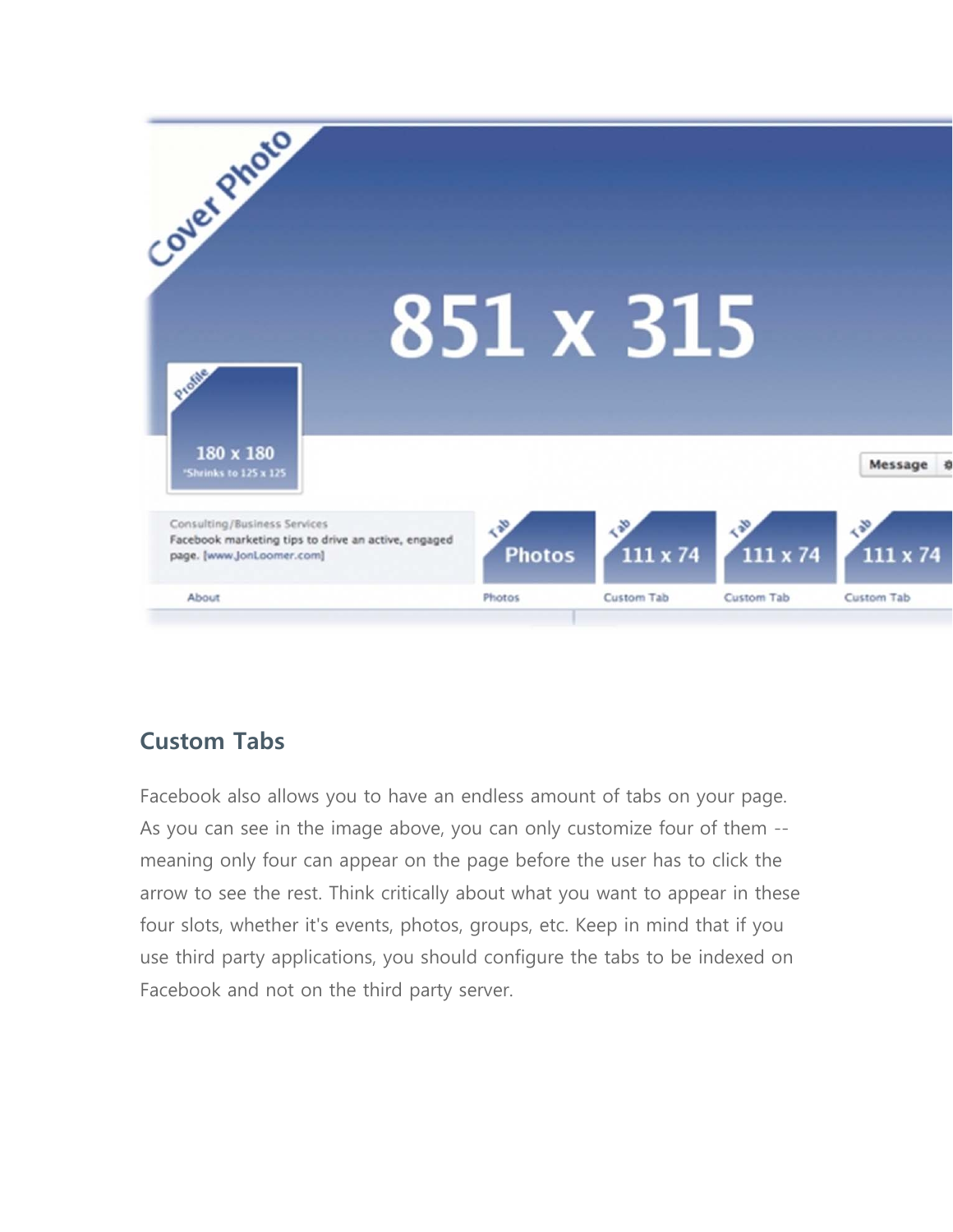## Custom Tabs

Facebook also allows you to have an endless amount of tabs on your page. As you can see in the image above, you can only customize four of them -- meaning only four can appear on the page before the user has to click the arrow to see the rest. Think critically about what you want to appear in these four slots, whether it's events, photos, groups, etc. Keep in mind that if you use third party applications, you should configure the tabs to be indexed on Facebook and not on the third party server.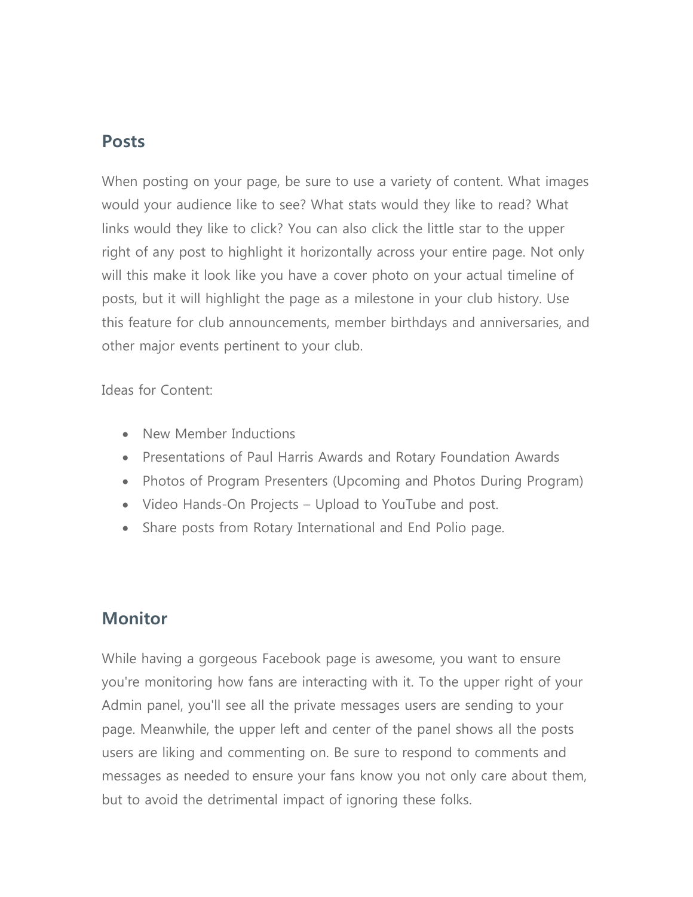## Posts

When posting on your page, be sure to use a variety of content. What images would your audience like to see? What stats would they like to read? What links would they like to click? You can also click the little star to the upper right of any post to highlight it horizontally across your entire page. Not only will this make it look like you have a cover photo on your actual timeline of posts, but it will highlight the page as a milestone in your club history. Use this feature for club announcements, member birthdays and anniversaries, and other major events pertinent to your club.

Ideas for Content:

- New Member Inductions
- Presentations of Paul Harris Awards and Rotary Foundation Awards
- Photos of Program Presenters (Upcoming and Photos During Program)
- Video Hands-On Projects – Upload to YouTube and post.
- Share posts from Rotary International and End Polio page.

## Monitor

While having a gorgeous Facebook page is awesome, you want to ensure you're monitoring how fans are interacting with it. To the upper right of your Admin panel, you'll see all the private messages users are sending to your page. Meanwhile, the upper left and center of the panel shows all the posts users are liking and commenting on. Be sure to respond to comments and messages as needed to ensure your fans know you not only care about them, but to avoid the detrimental impact of ignoring these folks.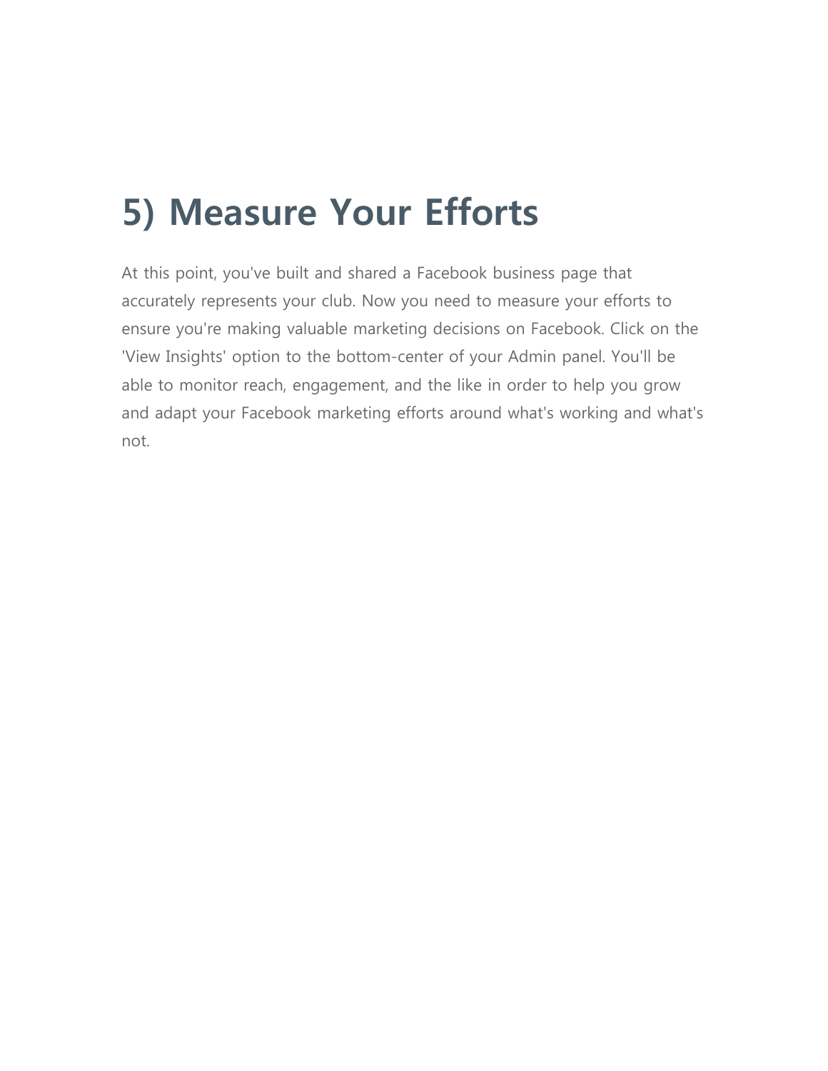# 5) Measure Your Efforts

At this point, you've built and shared a Facebook business page that accurately represents your club. Now you need to measure your efforts to ensure you're making valuable marketing decisions on Facebook. Click on the 'View Insights' option to the bottom-center of your Admin panel. You'll be able to monitor reach, engagement, and the like in order to help you grow and adapt your Facebook marketing efforts around what's working and what's not.